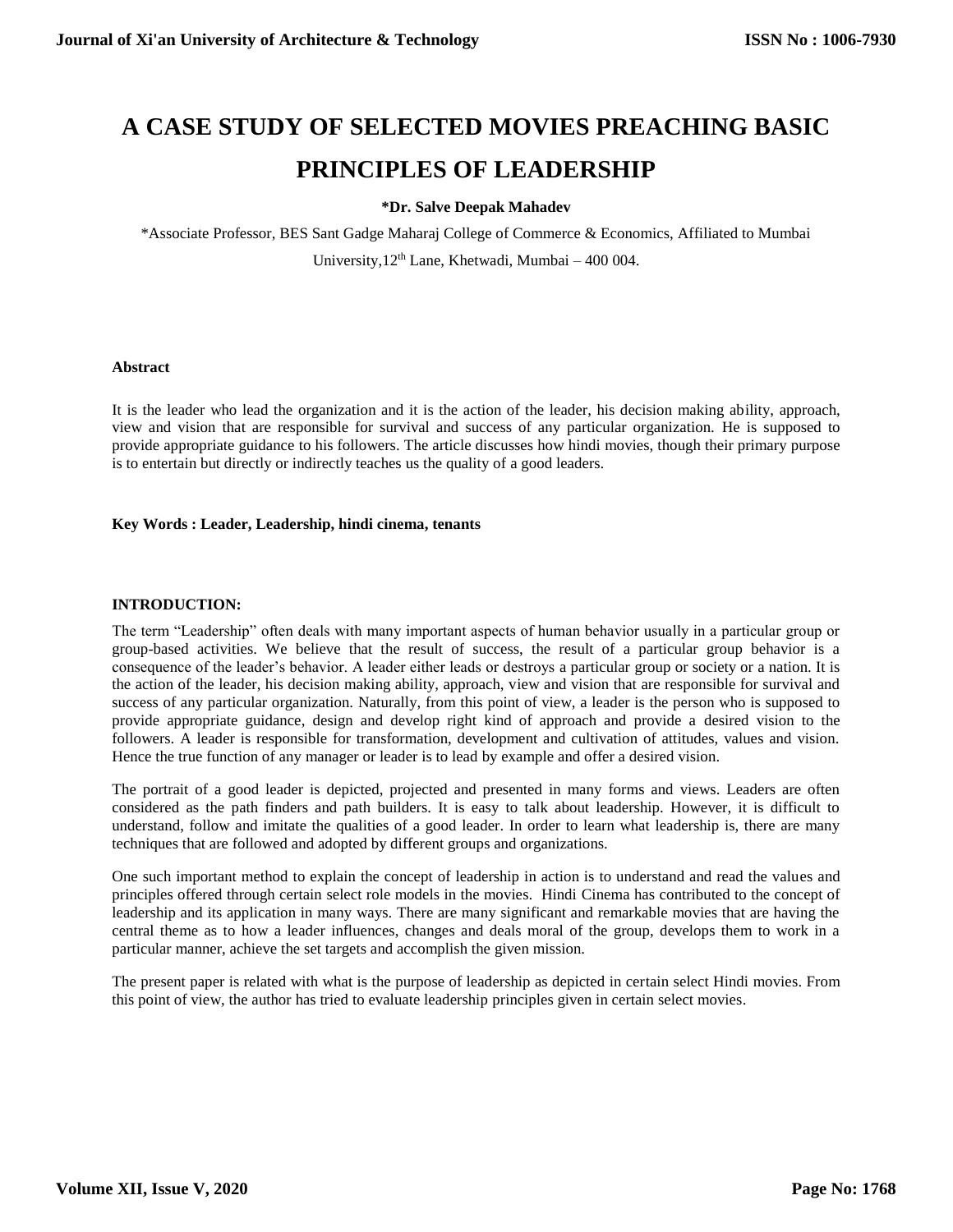# A CASE STUDY OF SELECTED MOVIES PREACHING BASIC PRINCIPLES OF LEADERSHIP

**\*Dr. Salve Deepak Mahadev**

\*Associate Professor, BES Sant Gadge Maharaj College of Commerce & Economics, Affiliated to Mumbai University,12th Lane, Khetwadi, Mumbai – 400 004.

**Abstract**

It is the leader who lead the organization and it is the action of the leader, his decision making ability, approach, view and vision that are responsible for survival and success of any particular organization. He is supposed to provide appropriate guidance to his followers. The article discusses how hindi movies, though their primary purpose is to entertain but directly or indirectly teaches us the quality of a good leaders.

**Key Words : Leader, Leadership, hindi cinema, tenants**

**INTRODUCTION:**

The term "Leadership" often deals with many important aspects of human behavior usually in a particular group or group-based activities. We believe that the result of success, the result of a particular group behavior is a consequence of the leader's behavior. A leader either leads or destroys a particular group or society or a nation. It is the action of the leader, his decision making ability, approach, view and vision that are responsible for survival and success of any particular organization. Naturally, from this point of view, a leader is the person who is supposed to provide appropriate guidance, design and develop right kind of approach and provide a desired vision to the followers. A leader is responsible for transformation, development and cultivation of attitudes, values and vision. Hence the true function of any manager or leader is to lead by example and offer a desired vision.

The portrait of a good leader is depicted, projected and presented in many forms and views. Leaders are often considered as the path finders and path builders. It is easy to talk about leadership. However, it is difficult to understand, follow and imitate the qualities of a good leader. In order to learn what leadership is, there are many techniques that are followed and adopted by different groups and organizations.

One such important method to explain the concept of leadership in action is to understand and read the values and principles offered through certain select role models in the movies. Hindi Cinema has contributed to the concept of leadership and its application in many ways. There are many significant and remarkable movies that are having the central theme as to how a leader influences, changes and deals moral of the group, develops them to work in a particular manner, achieve the set targets and accomplish the given mission.

The present paper is related with what is the purpose of leadership as depicted in certain select Hindi movies. From this point of view, the author has tried to evaluate leadership principles given in certain select movies.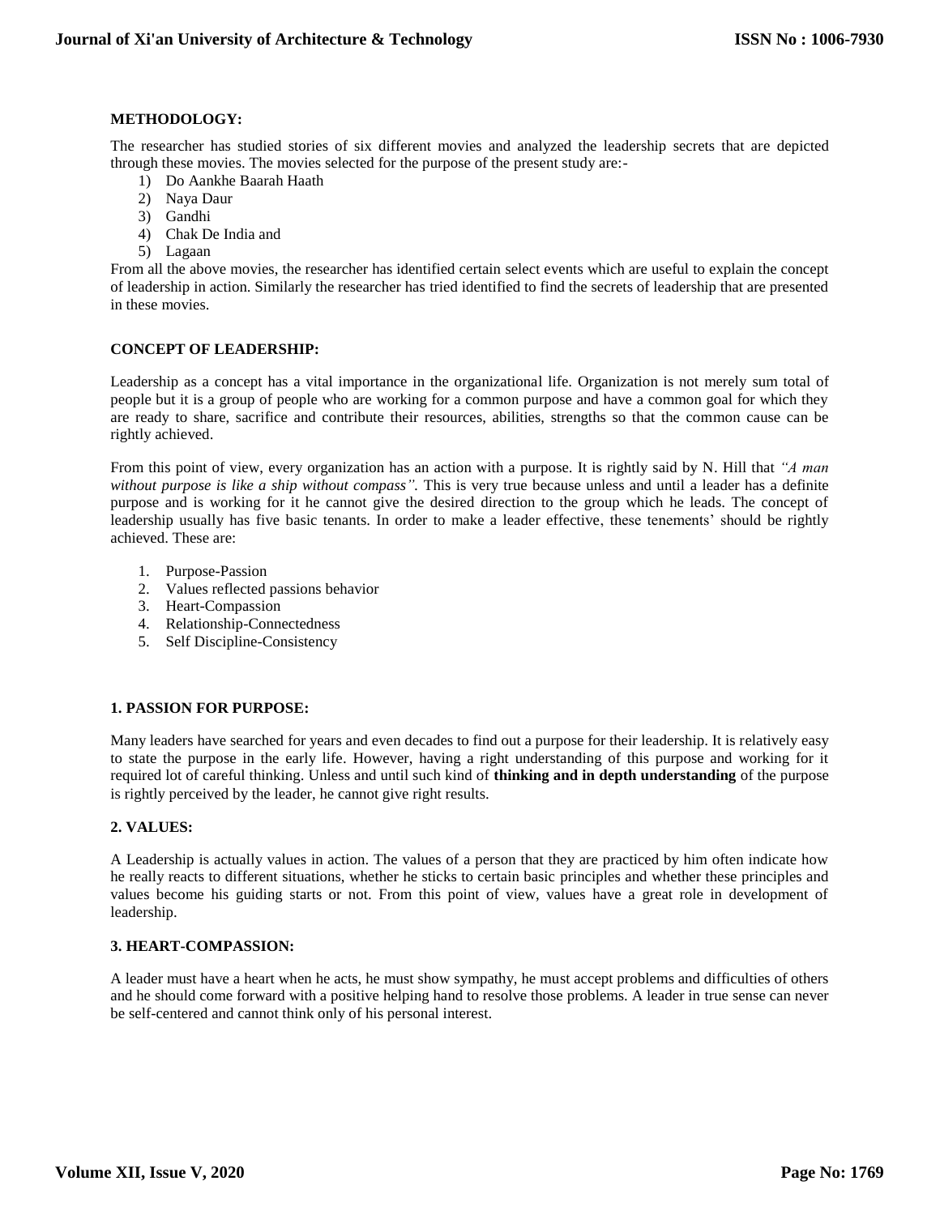**METHODOLOGY:**

The researcher has studied stories of six different movies and analyzed the leadership secrets that are depicted through these movies. The movies selected for the purpose of the present study are:-

1) Do Aankhe Baarah Haath
2) Naya Daur
3) Gandhi
4) Chak De India and
5) Lagaan

From all the above movies, the researcher has identified certain select events which are useful to explain the concept of leadership in action. Similarly the researcher has tried identified to find the secrets of leadership that are presented in these movies.

**CONCEPT OF LEADERSHIP:**

Leadership as a concept has a vital importance in the organizational life. Organization is not merely sum total of people but it is a group of people who are working for a common purpose and have a common goal for which they are ready to share, sacrifice and contribute their resources, abilities, strengths so that the common cause can be rightly achieved.

From this point of view, every organization has an action with a purpose. It is rightly said by N. Hill that *"A man without purpose is like a ship without compass".* This is very true because unless and until a leader has a definite purpose and is working for it he cannot give the desired direction to the group which he leads. The concept of leadership usually has five basic tenants. In order to make a leader effective, these tenements' should be rightly achieved. These are:

1. Purpose-Passion
2. Values reflected passions behavior
3. Heart-Compassion
4. Relationship-Connectedness
5. Self Discipline-Consistency

**1. PASSION FOR PURPOSE:**

Many leaders have searched for years and even decades to find out a purpose for their leadership. It is relatively easy to state the purpose in the early life. However, having a right understanding of this purpose and working for it required lot of careful thinking. Unless and until such kind of **thinking and in depth understanding** of the purpose is rightly perceived by the leader, he cannot give right results.

**2. VALUES:**

A Leadership is actually values in action. The values of a person that they are practiced by him often indicate how he really reacts to different situations, whether he sticks to certain basic principles and whether these principles and values become his guiding starts or not. From this point of view, values have a great role in development of leadership.

**3. HEART-COMPASSION:**

A leader must have a heart when he acts, he must show sympathy, he must accept problems and difficulties of others and he should come forward with a positive helping hand to resolve those problems. A leader in true sense can never be self-centered and cannot think only of his personal interest.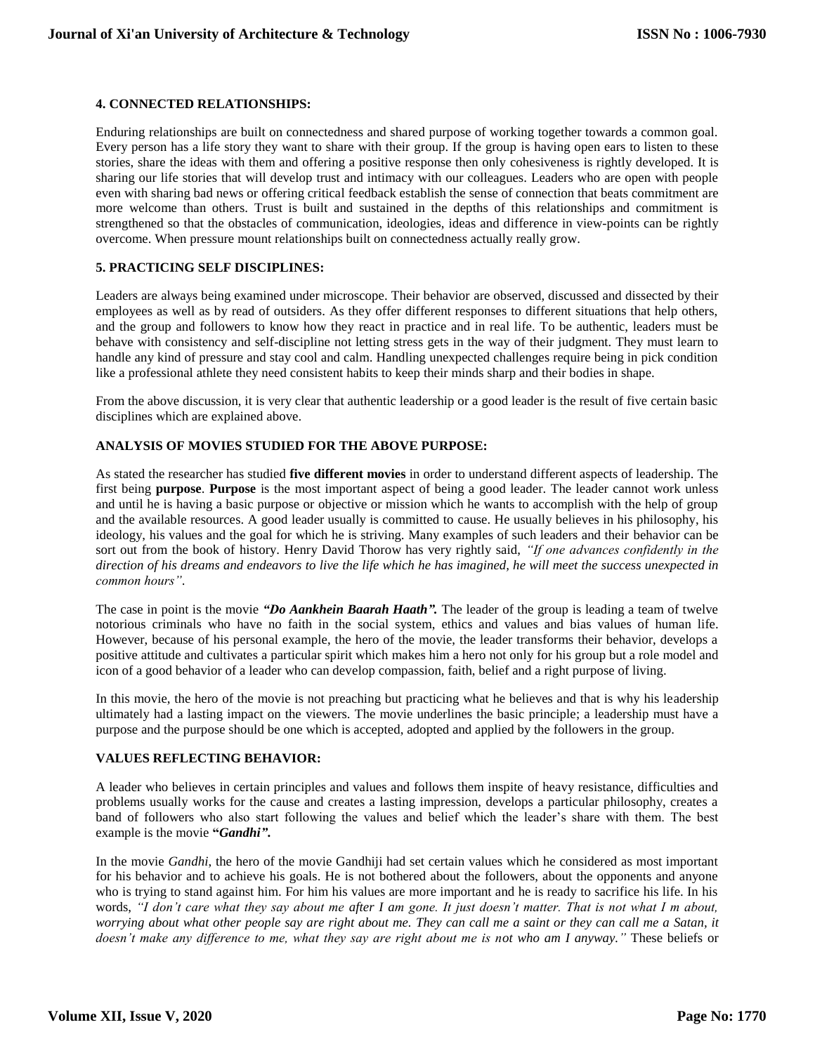### 4. CONNECTED RELATIONSHIPS:

Enduring relationships are built on connectedness and shared purpose of working together towards a common goal. Every person has a life story they want to share with their group. If the group is having open ears to listen to these stories, share the ideas with them and offering a positive response then only cohesiveness is rightly developed. It is sharing our life stories that will develop trust and intimacy with our colleagues. Leaders who are open with people even with sharing bad news or offering critical feedback establish the sense of connection that beats commitment are more welcome than others. Trust is built and sustained in the depths of this relationships and commitment is strengthened so that the obstacles of communication, ideologies, ideas and difference in view-points can be rightly overcome. When pressure mount relationships built on connectedness actually really grow.

### 5. PRACTICING SELF DISCIPLINES:

Leaders are always being examined under microscope. Their behavior are observed, discussed and dissected by their employees as well as by read of outsiders. As they offer different responses to different situations that help others, and the group and followers to know how they react in practice and in real life. To be authentic, leaders must be behave with consistency and self-discipline not letting stress gets in the way of their judgment. They must learn to handle any kind of pressure and stay cool and calm. Handling unexpected challenges require being in pick condition like a professional athlete they need consistent habits to keep their minds sharp and their bodies in shape.

From the above discussion, it is very clear that authentic leadership or a good leader is the result of five certain basic disciplines which are explained above.

### ANALYSIS OF MOVIES STUDIED FOR THE ABOVE PURPOSE:

As stated the researcher has studied **five different movies** in order to understand different aspects of leadership. The first being **purpose**. **Purpose** is the most important aspect of being a good leader. The leader cannot work unless and until he is having a basic purpose or objective or mission which he wants to accomplish with the help of group and the available resources. A good leader usually is committed to cause. He usually believes in his philosophy, his ideology, his values and the goal for which he is striving. Many examples of such leaders and their behavior can be sort out from the book of history. Henry David Thorow has very rightly said, *"If one advances confidently in the direction of his dreams and endeavors to live the life which he has imagined, he will meet the success unexpected in common hours"*.

The case in point is the movie ***"Do Aankhein Baarah Haath".*** The leader of the group is leading a team of twelve notorious criminals who have no faith in the social system, ethics and values and bias values of human life. However, because of his personal example, the hero of the movie, the leader transforms their behavior, develops a positive attitude and cultivates a particular spirit which makes him a hero not only for his group but a role model and icon of a good behavior of a leader who can develop compassion, faith, belief and a right purpose of living.

In this movie, the hero of the movie is not preaching but practicing what he believes and that is why his leadership ultimately had a lasting impact on the viewers. The movie underlines the basic principle; a leadership must have a purpose and the purpose should be one which is accepted, adopted and applied by the followers in the group.

### VALUES REFLECTING BEHAVIOR:

A leader who believes in certain principles and values and follows them inspite of heavy resistance, difficulties and problems usually works for the cause and creates a lasting impression, develops a particular philosophy, creates a band of followers who also start following the values and belief which the leader's share with them. The best example is the movie **"*Gandhi*".**

In the movie *Gandhi*, the hero of the movie Gandhiji had set certain values which he considered as most important for his behavior and to achieve his goals. He is not bothered about the followers, about the opponents and anyone who is trying to stand against him. For him his values are more important and he is ready to sacrifice his life. In his words, *"I don't care what they say about me after I am gone. It just doesn't matter. That is not what I m about, worrying about what other people say are right about me. They can call me a saint or they can call me a Satan, it doesn't make any difference to me, what they say are right about me is not who am I anyway."* These beliefs or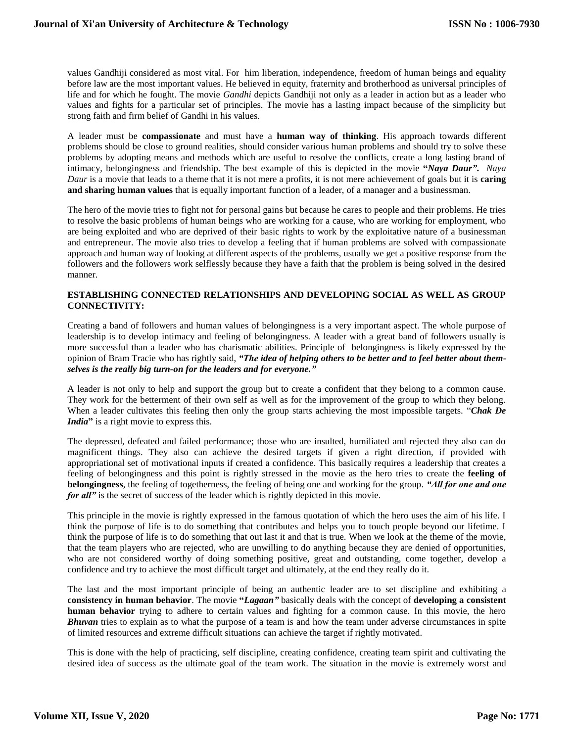values Gandhiji considered as most vital. For him liberation, independence, freedom of human beings and equality before law are the most important values. He believed in equity, fraternity and brotherhood as universal principles of life and for which he fought. The movie *Gandhi* depicts Gandhiji not only as a leader in action but as a leader who values and fights for a particular set of principles. The movie has a lasting impact because of the simplicity but strong faith and firm belief of Gandhi in his values.

A leader must be **compassionate** and must have a **human way of thinking**. His approach towards different problems should be close to ground realities, should consider various human problems and should try to solve these problems by adopting means and methods which are useful to resolve the conflicts, create a long lasting brand of intimacy, belongingness and friendship. The best example of this is depicted in the movie **"*Naya Daur".*** *Naya Daur* is a movie that leads to a theme that it is not mere a profits, it is not mere achievement of goals but it is **caring and sharing human values** that is equally important function of a leader, of a manager and a businessman.

The hero of the movie tries to fight not for personal gains but because he cares to people and their problems. He tries to resolve the basic problems of human beings who are working for a cause, who are working for employment, who are being exploited and who are deprived of their basic rights to work by the exploitative nature of a businessman and entrepreneur. The movie also tries to develop a feeling that if human problems are solved with compassionate approach and human way of looking at different aspects of the problems, usually we get a positive response from the followers and the followers work selflessly because they have a faith that the problem is being solved in the desired manner.

**ESTABLISHING CONNECTED RELATIONSHIPS AND DEVELOPING SOCIAL AS WELL AS GROUP CONNECTIVITY:**

Creating a band of followers and human values of belongingness is a very important aspect. The whole purpose of leadership is to develop intimacy and feeling of belongingness. A leader with a great band of followers usually is more successful than a leader who has charismatic abilities. Principle of belongingness is likely expressed by the opinion of Bram Tracie who has rightly said, ***"The idea of helping others to be better and to feel better about them-selves is the really big turn-on for the leaders and for everyone."***

A leader is not only to help and support the group but to create a confident that they belong to a common cause. They work for the betterment of their own self as well as for the improvement of the group to which they belong. When a leader cultivates this feeling then only the group starts achieving the most impossible targets. "***Chak De India*"** is a right movie to express this.

The depressed, defeated and failed performance; those who are insulted, humiliated and rejected they also can do magnificent things. They also can achieve the desired targets if given a right direction, if provided with appropriational set of motivational inputs if created a confidence. This basically requires a leadership that creates a feeling of belongingness and this point is rightly stressed in the movie as the hero tries to create the **feeling of belongingness**, the feeling of togetherness, the feeling of being one and working for the group. ***"All for one and one for all"*** is the secret of success of the leader which is rightly depicted in this movie.

This principle in the movie is rightly expressed in the famous quotation of which the hero uses the aim of his life. I think the purpose of life is to do something that contributes and helps you to touch people beyond our lifetime. I think the purpose of life is to do something that out last it and that is true. When we look at the theme of the movie, that the team players who are rejected, who are unwilling to do anything because they are denied of opportunities, who are not considered worthy of doing something positive, great and outstanding, come together, develop a confidence and try to achieve the most difficult target and ultimately, at the end they really do it.

The last and the most important principle of being an authentic leader are to set discipline and exhibiting a **consistency in human behavior**. The movie **"*Lagaan"*** basically deals with the concept of **developing a consistent human behavior** trying to adhere to certain values and fighting for a common cause. In this movie, the hero ***Bhuvan*** tries to explain as to what the purpose of a team is and how the team under adverse circumstances in spite of limited resources and extreme difficult situations can achieve the target if rightly motivated.

This is done with the help of practicing, self discipline, creating confidence, creating team spirit and cultivating the desired idea of success as the ultimate goal of the team work. The situation in the movie is extremely worst and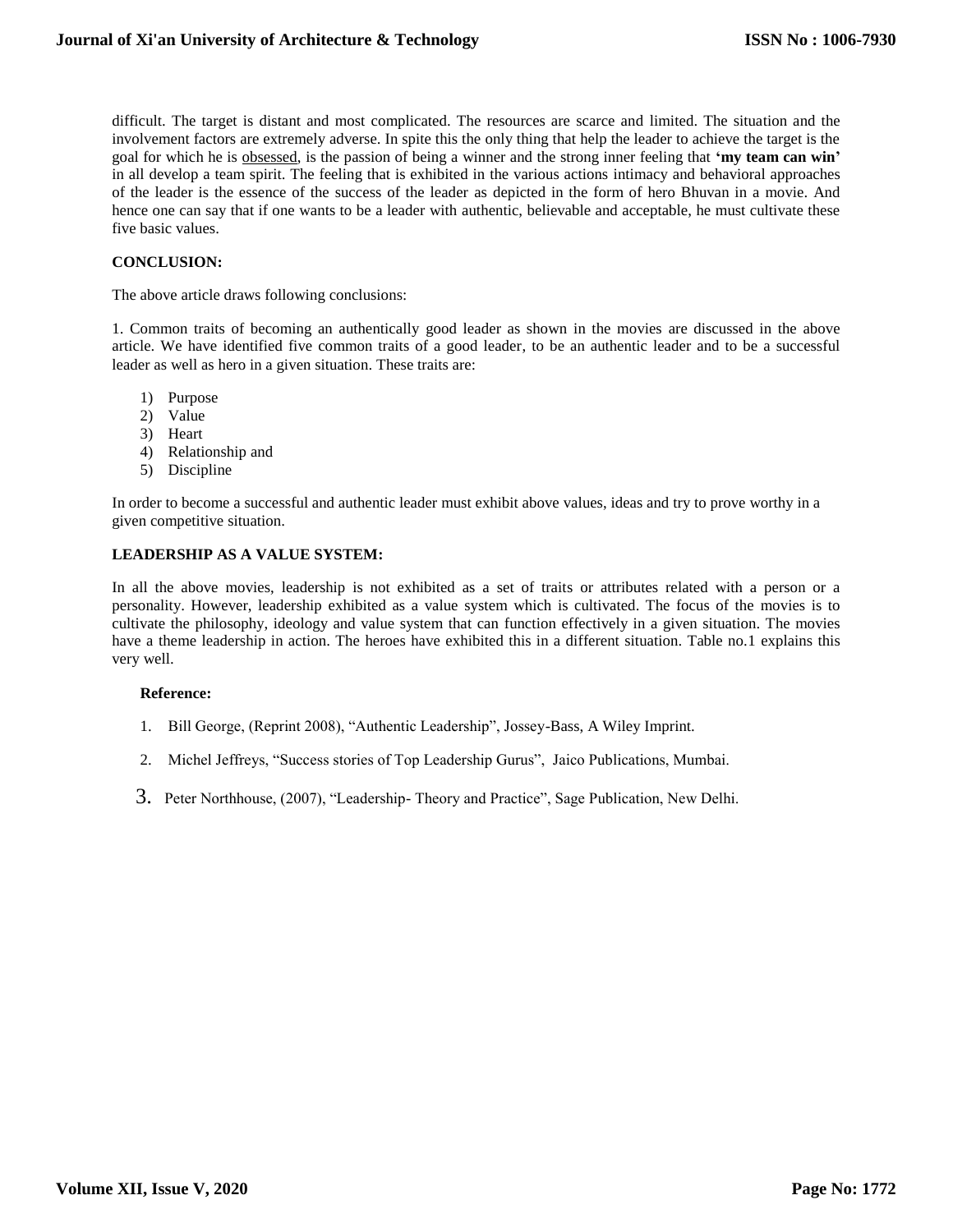difficult. The target is distant and most complicated. The resources are scarce and limited. The situation and the involvement factors are extremely adverse. In spite this the only thing that help the leader to achieve the target is the goal for which he is obsessed, is the passion of being a winner and the strong inner feeling that **'my team can win'** in all develop a team spirit. The feeling that is exhibited in the various actions intimacy and behavioral approaches of the leader is the essence of the success of the leader as depicted in the form of hero Bhuvan in a movie. And hence one can say that if one wants to be a leader with authentic, believable and acceptable, he must cultivate these five basic values.

**CONCLUSION:**

The above article draws following conclusions:

1. Common traits of becoming an authentically good leader as shown in the movies are discussed in the above article. We have identified five common traits of a good leader, to be an authentic leader and to be a successful leader as well as hero in a given situation. These traits are:

1) Purpose
2) Value
3) Heart
4) Relationship and
5) Discipline

In order to become a successful and authentic leader must exhibit above values, ideas and try to prove worthy in a given competitive situation.

**LEADERSHIP AS A VALUE SYSTEM:**

In all the above movies, leadership is not exhibited as a set of traits or attributes related with a person or a personality. However, leadership exhibited as a value system which is cultivated. The focus of the movies is to cultivate the philosophy, ideology and value system that can function effectively in a given situation. The movies have a theme leadership in action. The heroes have exhibited this in a different situation. Table no.1 explains this very well.

**Reference:**

1. Bill George, (Reprint 2008), "Authentic Leadership", Jossey-Bass, A Wiley Imprint.
2. Michel Jeffreys, "Success stories of Top Leadership Gurus", Jaico Publications, Mumbai.
3. Peter Northhouse, (2007), "Leadership- Theory and Practice", Sage Publication, New Delhi.